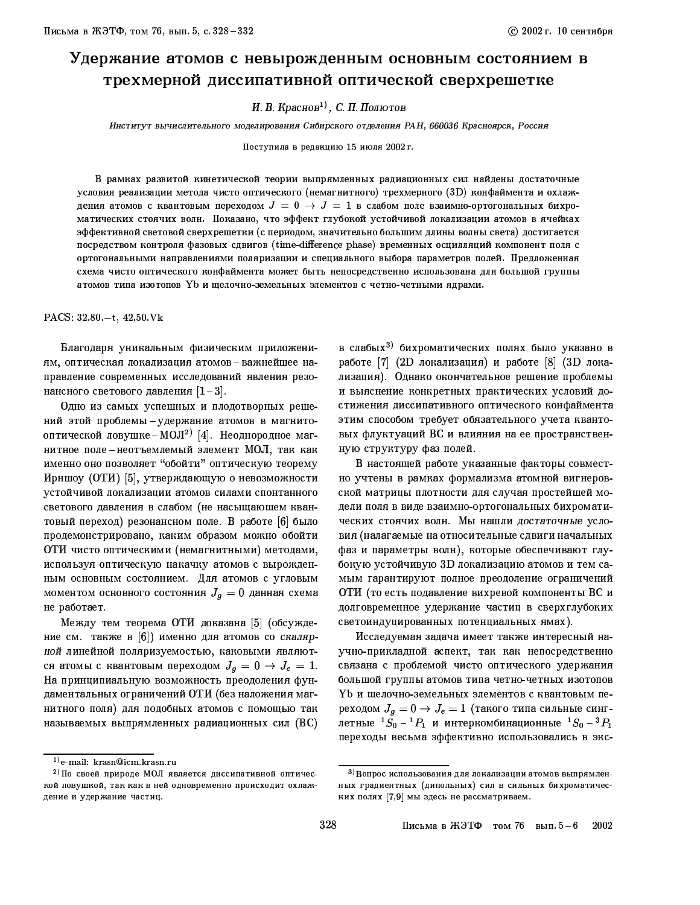# Удержание атомов с невырожденным основным состоянием в трехмерной диссипативной оптической сверхрешетке

*И. В. Краснов*[1], *С. П. Полютов*

*Институт вычислительного моделирования Сибирского отделения РАН, 660036 Красноярск, Россия*

Поступила в редакцию 15 июля 2002 г.

В рамках развитой кинетической теории выпрямленных радиационных сил найдены достаточные условия реализации метода чисто оптического (немагнитного) трехмерного (3D) конфаймента и охлаждения атомов с квантовым переходом $J = 0 \to J = 1$ в слабом поле взаимно-ортогональных бихроматических стоячих волн. Показано, что эффект глубокой устойчивой локализации атомов в ячейках эффективной световой сверхрешетки (с периодом, значительно большим длины волны света) достигается посредством контроля фазовых сдвигов (time-difference phase) временных осцилляций компонент поля с ортогональными направлениями поляризации и специального выбора параметров полей. Предложенная схема чисто оптического конфаймента может быть непосредственно использована для большой группы атомов типа изотопов Yb и щелочно-земельных элементов с четно-четными ядрами.

PACS: 32.80.−t, 42.50.Vk

Благодаря уникальным физическим приложениям, оптическая локализация атомов – важнейшее направление современных исследований явления резонансного светового давления [1–3].

Одно из самых успешных и плодотворных решений этой проблемы – удержание атомов в магнитооптической ловушке – МОЛ[2] [4]. Неоднородное магнитное поле – неотъемлемый элемент МОЛ, так как именно оно позволяет "обойти" оптическую теорему Ирншоу (ОТИ) [5], утверждающую о невозможности устойчивой локализации атомов силами спонтанного светового давления в слабом (не насыщающем квантовый переход) резонансном поле. В работе [6] было продемонстрировано, каким образом можно обойти ОТИ чисто оптическими (немагнитными) методами, используя оптическую накачку атомов с вырожденным основным состоянием. Для атомов с угловым моментом основного состояния $J_g = 0$ данная схема не работает.

Между тем теорема ОТИ доказана [5] (обсуждение см. также в [6]) именно для атомов со *скалярной* линейной поляризуемостью, каковыми являются атомы с квантовым переходом $J_g = 0 \to J_e = 1$. На принципиальную возможность преодоления фундаментальных ограничений ОТИ (без наложения магнитного поля) для подобных атомов с помощью так называемых выпрямленных радиационных сил (ВС) в слабых[3] бихроматических полях было указано в работе [7] (2D локализация) и работе [8] (3D локализация). Однако окончательное решение проблемы и выяснение конкретных практических условий достижения диссипативного оптического конфаймента этим способом требует обязательного учета квантовых флуктуаций ВС и влияния на ее пространственную структуру фаз полей.

В настоящей работе указанные факторы совместно учтены в рамках формализма атомной вигнеровской матрицы плотности для случая простейшей модели поля в виде взаимно-ортогональных бихроматических стоячих волн. Мы нашли *достаточные* условия (налагаемые на относительные сдвиги начальных фаз и параметры волн), которые обеспечивают глубокую устойчивую 3D локализацию атомов и тем самым гарантируют полное преодоление ограничений ОТИ (то есть подавление вихревой компоненты ВС и долговременное удержание частиц в сверхглубоких светоиндуцированных потенциальных ямах).

Исследуемая задача имеет также интересный научно-прикладной аспект, так как непосредственно связана с проблемой чисто оптического удержания большой группы атомов типа четно-четных изотопов Yb и щелочно-земельных элементов с квантовым переходом $J_g = 0 \to J_e = 1$ (такого типа сильные синглетные $^1S_0 - {}^1P_1$ и интеркомбинационные $^1S_0 - {}^3P_1$ переходы весьма эффективно использовались в экс-

---

[1] e-mail: krasn@icm.krasn.ru

[2] По своей природе МОЛ является диссипативной оптической ловушкой, так как в ней одновременно происходит охлаждение и удержание частиц.

[3] Вопрос использования для локализации атомов выпрямленных градиентных (дипольных) сил в сильных бихроматических полях [7,9] мы здесь не рассматриваем.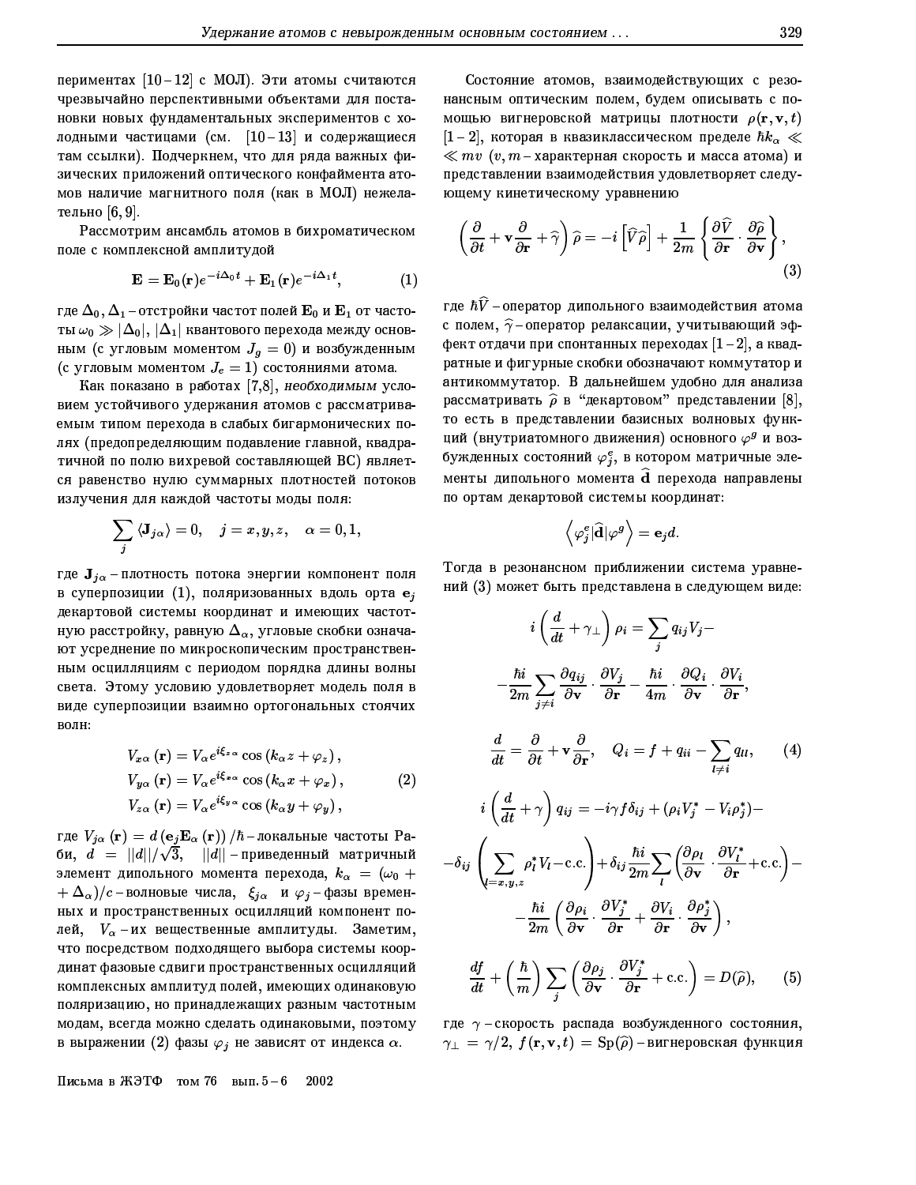периментах [10–12] с МОЛ). Эти атомы считаются чрезвычайно перспективными объектами для постановки новых фундаментальных экспериментов с холодными частицами (см. [10–13] и содержащиеся там ссылки). Подчеркнем, что для ряда важных физических приложений оптического конфаймента атомов наличие магнитного поля (как в МОЛ) нежелательно [6, 9].

Рассмотрим ансамбль атомов в бихроматическом поле с комплексной амплитудой

$$\mathbf{E} = \mathbf{E}_0(\mathbf{r})e^{-i\Delta_0 t} + \mathbf{E}_1(\mathbf{r})e^{-i\Delta_1 t}, \tag{1}$$

где $\Delta_0, \Delta_1$ – отстройки частот полей $\mathbf{E}_0$ и $\mathbf{E}_1$ от частоты $\omega_0 \gg |\Delta_0|, |\Delta_1|$ квантового перехода между основным (с угловым моментом $J_g = 0$) и возбужденным (с угловым моментом $J_e = 1$) состояниями атома.

Как показано в работах [7,8], *необходимым* условием устойчивого удержания атомов с рассматриваемым типом перехода в слабых бигармонических полях (предопределяющим подавление главной, квадратичной по полю вихревой составляющей ВС) является равенство нулю суммарных плотностей потоков излучения для каждой частоты моды поля:

$$\sum_j \langle \mathbf{J}_{j\alpha} \rangle = 0, \quad j = x, y, z, \quad \alpha = 0, 1,$$

где $\mathbf{J}_{j\alpha}$ – плотность потока энергии компонент поля в суперпозиции (1), поляризованных вдоль орта $\mathbf{e}_j$ декартовой системы координат и имеющих частотную расстройку, равную $\Delta_\alpha$, угловые скобки означают усреднение по микроскопическим пространственным осцилляциям с периодом порядка длины волны света. Этому условию удовлетворяет модель поля в виде суперпозиции взаимно ортогональных стоячих волн:

$$\begin{aligned}
V_{x\alpha}(\mathbf{r}) &= V_\alpha e^{i\xi_{z\alpha}} \cos(k_\alpha z + \varphi_z), \\
V_{y\alpha}(\mathbf{r}) &= V_\alpha e^{i\xi_{x\alpha}} \cos(k_\alpha x + \varphi_x), \\
V_{z\alpha}(\mathbf{r}) &= V_\alpha e^{i\xi_{y\alpha}} \cos(k_\alpha y + \varphi_y),
\end{aligned} \tag{2}$$

где $V_{j\alpha}(\mathbf{r}) = d(\mathbf{e}_j \mathbf{E}_\alpha(\mathbf{r}))/\hbar$ – локальные частоты Раби, $d = ||d||/\sqrt{3}$, $||d||$ – приведенный матричный элемент дипольного момента перехода, $k_\alpha = (\omega_0 + \Delta_\alpha)/c$ – волновые числа, $\xi_{j\alpha}$ и $\varphi_j$ – фазы временных и пространственных осцилляций компонент полей, $V_\alpha$ – их вещественные амплитуды. Заметим, что посредством подходящего выбора системы координат фазовые сдвиги пространственных осцилляций комплексных амплитуд полей, имеющих одинаковую поляризацию, но принадлежащих разным частотным модам, всегда можно сделать одинаковыми, поэтому в выражении (2) фазы $\varphi_j$ не зависят от индекса $\alpha$.

Состояние атомов, взаимодействующих с резонансным оптическим полем, будем описывать с помощью вигнеровской матрицы плотности $\rho(\mathbf{r}, \mathbf{v}, t)$ [1–2], которая в квазиклассическом пределе $\hbar k_\alpha \ll mv$ ($v, m$ – характерная скорость и масса атома) и представлении взаимодействия удовлетворяет следующему кинетическому уравнению

$$\left(\frac{\partial}{\partial t} + \mathbf{v}\frac{\partial}{\partial \mathbf{r}} + \widehat{\gamma}\right)\widehat{\rho} = -i\left[\widehat{V}\widehat{\rho}\right] + \frac{1}{2m}\left\{\frac{\partial \widehat{V}}{\partial \mathbf{r}} \cdot \frac{\partial \widehat{\rho}}{\partial \mathbf{v}}\right\}, \tag{3}$$

где $\hbar\widehat{V}$ – оператор дипольного взаимодействия атома с полем, $\widehat{\gamma}$ – оператор релаксации, учитывающий эффект отдачи при спонтанных переходах [1–2], а квадратные и фигурные скобки обозначают коммутатор и антикоммутатор. В дальнейшем удобно для анализа рассматривать $\widehat{\rho}$ в "декартовом" представлении [8], то есть в представлении базисных волновых функций (внутриатомного движения) основного $\varphi^g$ и возбужденных состояний $\varphi^e_j$, в котором матричные элементы дипольного момента $\widehat{\mathbf{d}}$ перехода направлены по ортам декартовой системы координат:

$$\left\langle \varphi^e_j | \widehat{\mathbf{d}} | \varphi^g \right\rangle = \mathbf{e}_j d.$$

Тогда в резонансном приближении система уравнений (3) может быть представлена в следующем виде:

$$i\left(\frac{d}{dt} + \gamma_\perp\right)\rho_i = \sum_j q_{ij} V_j - \\
-\frac{\hbar i}{2m}\sum_{j \neq i}\frac{\partial q_{ij}}{\partial \mathbf{v}} \cdot \frac{\partial V_j}{\partial \mathbf{r}} - \frac{\hbar i}{4m} \cdot \frac{\partial Q_i}{\partial \mathbf{v}} \cdot \frac{\partial V_i}{\partial \mathbf{r}},$$

$$\frac{d}{dt} = \frac{\partial}{\partial t} + \mathbf{v}\frac{\partial}{\partial \mathbf{r}}, \quad Q_i = f + q_{ii} - \sum_{l \neq i} q_{ll}, \tag{4}$$

$$i\left(\frac{d}{dt} + \gamma\right) q_{ij} = -i\gamma f \delta_{ij} + (\rho_i V_j^* - V_i \rho_j^*) - \\
-\delta_{ij}\left(\sum_{l=x,y,z} \rho_l^* V_l - \text{c.c.}\right) + \delta_{ij}\frac{\hbar i}{2m}\sum_l\left(\frac{\partial \rho_l}{\partial \mathbf{v}} \cdot \frac{\partial V_l^*}{\partial \mathbf{r}} + \text{c.c.}\right) - \\
-\frac{\hbar i}{2m}\left(\frac{\partial \rho_i}{\partial \mathbf{v}} \cdot \frac{\partial V_j^*}{\partial \mathbf{r}} + \frac{\partial V_i}{\partial \mathbf{r}} \cdot \frac{\partial \rho_j^*}{\partial \mathbf{v}}\right),$$

$$\frac{df}{dt} + \left(\frac{\hbar}{m}\right)\sum_j\left(\frac{\partial \rho_j}{\partial \mathbf{v}} \cdot \frac{\partial V_j^*}{\partial \mathbf{r}} + \text{c.c.}\right) = D(\widehat{\rho}), \tag{5}$$

где $\gamma$ – скорость распада возбужденного состояния, $\gamma_\perp = \gamma/2$, $f(\mathbf{r}, \mathbf{v}, t) = \mathrm{Sp}(\widehat{\rho})$ – вигнеровская функция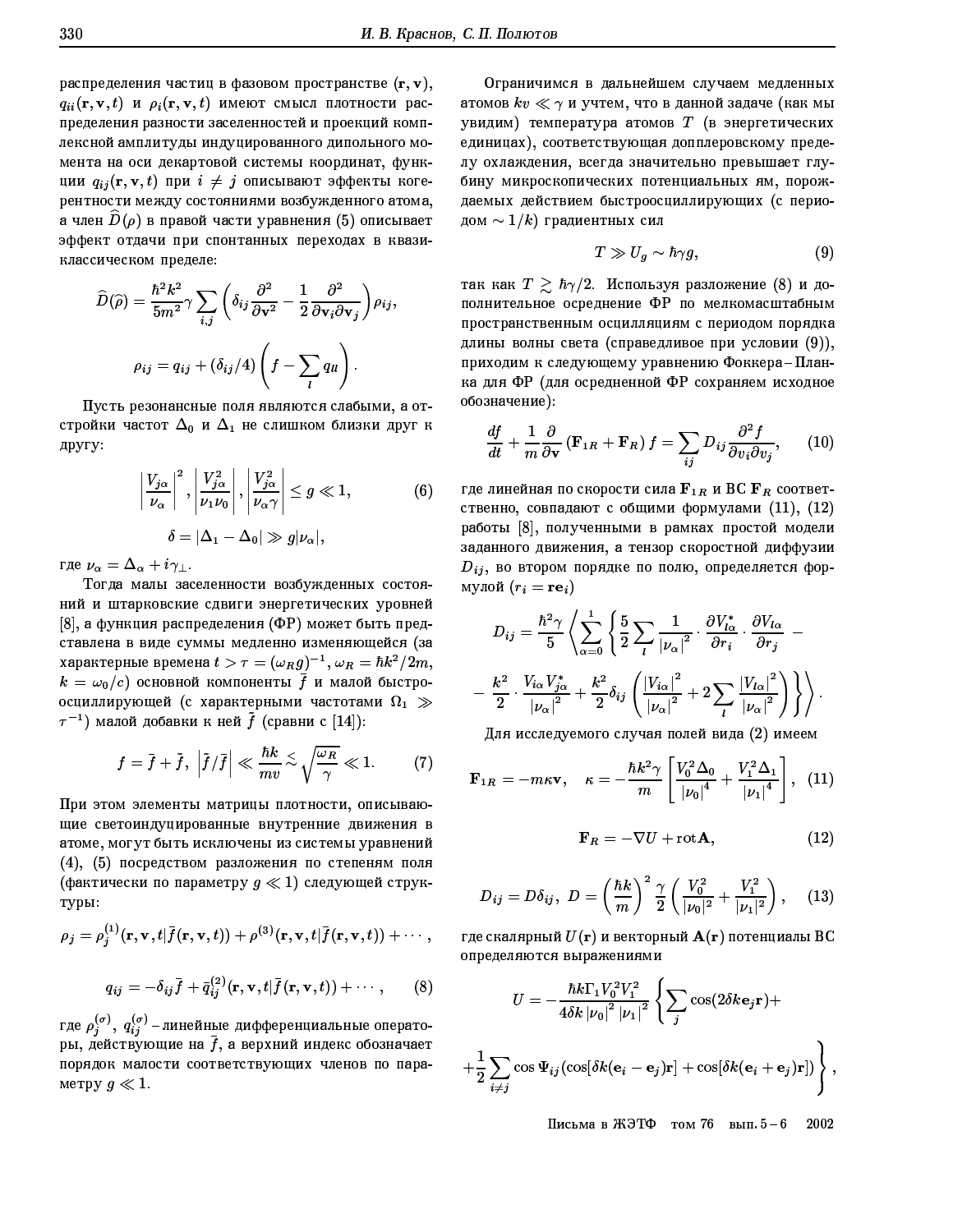распределения частиц в фазовом пространстве $(\mathbf{r}, \mathbf{v})$, $q_{ii}(\mathbf{r}, \mathbf{v}, t)$ и $\rho_i(\mathbf{r}, \mathbf{v}, t)$ имеют смысл плотности распределения разности заселенностей и проекций комплексной амплитуды индуцированного дипольного момента на оси декартовой системы координат, функции $q_{ij}(\mathbf{r}, \mathbf{v}, t)$ при $i \neq j$ описывают эффекты когерентности между состояниями возбужденного атома, а член $\widehat{D}(\rho)$ в правой части уравнения (5) описывает эффект отдачи при спонтанных переходах в квазиклассическом пределе:

$$\widehat{D}(\widehat{\rho}) = \frac{\hbar^2 k^2}{5m^2} \gamma \sum_{i,j} \left( \delta_{ij} \frac{\partial^2}{\partial \mathbf{v}^2} - \frac{1}{2} \frac{\partial^2}{\partial \mathbf{v}_i \partial \mathbf{v}_j} \right) \rho_{ij},$$

$$\rho_{ij} = q_{ij} + (\delta_{ij}/4) \left( f - \sum_l q_{ll} \right).$$

Пусть резонансные поля являются слабыми, а отстройки частот $\Delta_0$ и $\Delta_1$ не слишком близки друг к другу:

$$\left| \frac{V_{j\alpha}}{\nu_\alpha} \right|^2, \left| \frac{V_{j\alpha}^2}{\nu_1 \nu_0} \right|, \left| \frac{V_{j\alpha}^2}{\nu_\alpha \gamma} \right| \leq g \ll 1, \tag{6}$$

$$\delta = |\Delta_1 - \Delta_0| \gg g |\nu_\alpha|,$$

где $\nu_\alpha = \Delta_\alpha + i\gamma_\perp$.

Тогда малы заселенности возбужденных состояний и штарковские сдвиги энергетических уровней [8], а функция распределения (ФР) может быть представлена в виде суммы медленно изменяющейся (за характерные времена $t > \tau = (\omega_R g)^{-1}$, $\omega_R = \hbar k^2/2m$, $k = \omega_0/c$) основной компоненты $\bar{f}$ и малой быстроосциллирующей (с характерными частотами $\Omega_1 \gg \tau^{-1}$) малой добавки к ней $\tilde{f}$ (сравни с [14]):

$$f = \bar{f} + \tilde{f}, \; \left| \tilde{f}/\bar{f} \right| \ll \frac{\hbar k}{mv} \lesssim \sqrt{\frac{\omega_R}{\gamma}} \ll 1. \tag{7}$$

При этом элементы матрицы плотности, описывающие светоиндуцированные внутренние движения в атоме, могут быть исключены из системы уравнений (4), (5) посредством разложения по степеням поля (фактически по параметру $g \ll 1$) следующей структуры:

$$\rho_j = \rho_j^{(1)}(\mathbf{r}, \mathbf{v}, t | \bar{f}(\mathbf{r}, \mathbf{v}, t)) + \rho^{(3)}(\mathbf{r}, \mathbf{v}, t | \bar{f}(\mathbf{r}, \mathbf{v}, t)) + \cdots,$$

$$q_{ij} = -\delta_{ij} \bar{f} + \bar{q}_{ij}^{(2)}(\mathbf{r}, \mathbf{v}, t | \bar{f}(\mathbf{r}, \mathbf{v}, t)) + \cdots, \tag{8}$$

где $\rho_j^{(\sigma)}$, $q_{ij}^{(\sigma)}$ – линейные дифференциальные операторы, действующие на $\bar{f}$, а верхний индекс обозначает порядок малости соответствующих членов по параметру $g \ll 1$.

Ограничимся в дальнейшем случаем медленных атомов $kv \ll \gamma$ и учтем, что в данной задаче (как мы увидим) температура атомов $T$ (в энергетических единицах), соответствующая допплеровскому пределу охлаждения, всегда значительно превышает глубину микроскопических потенциальных ям, порождаемых действием быстроосциллирующих (с периодом $\sim 1/k$) градиентных сил

$$T \gg U_g \sim \hbar \gamma g, \tag{9}$$

так как $T \gtrsim \hbar\gamma/2$. Используя разложение (8) и дополнительное осреднение ФР по мелкомасштабным пространственным осцилляциям с периодом порядка длины волны света (справедливое при условии (9)), приходим к следующему уравнению Фоккера–Планка для ФР (для осредненной ФР сохраняем исходное обозначение):

$$\frac{df}{dt} + \frac{1}{m} \frac{\partial}{\partial \mathbf{v}} \left( \mathbf{F}_{1R} + \mathbf{F}_R \right) f = \sum_{ij} D_{ij} \frac{\partial^2 f}{\partial v_i \partial v_j}, \tag{10}$$

где линейная по скорости сила $\mathbf{F}_{1R}$ и ВС $\mathbf{F}_R$ соответственно, совпадают с общими формулами (11), (12) работы [8], полученными в рамках простой модели заданного движения, а тензор скоростной диффузии $D_{ij}$, во втором порядке по полю, определяется формулой ($r_i = \mathbf{r}\mathbf{e}_i$)

$$D_{ij} = \frac{\hbar^2 \gamma}{5} \left\langle \sum_{\alpha=0}^{1} \left\{ \frac{5}{2} \sum_l \frac{1}{|\nu_\alpha|^2} \cdot \frac{\partial V_{l\alpha}^*}{\partial r_i} \cdot \frac{\partial V_{l\alpha}}{\partial r_j} - \right. \right.$$

$$\left. \left. - \frac{k^2}{2} \cdot \frac{V_{i\alpha} V_{j\alpha}^*}{|\nu_\alpha|^2} + \frac{k^2}{2} \delta_{ij} \left( \frac{|V_{i\alpha}|^2}{|\nu_\alpha|^2} + 2 \sum_l \frac{|V_{l\alpha}|^2}{|\nu_\alpha|^2} \right) \right\} \right\rangle.$$

Для исследуемого случая полей вида (2) имеем

$$\mathbf{F}_{1R} = -m\kappa \mathbf{v}, \quad \kappa = -\frac{\hbar k^2 \gamma}{m} \left[ \frac{V_0^2 \Delta_0}{|\nu_0|^4} + \frac{V_1^2 \Delta_1}{|\nu_1|^4} \right], \tag{11}$$

$$\mathbf{F}_R = -\nabla U + \operatorname{rot} \mathbf{A}, \tag{12}$$

$$D_{ij} = D\delta_{ij}, \; D = \left( \frac{\hbar k}{m} \right)^2 \frac{\gamma}{2} \left( \frac{V_0^2}{|\nu_0|^2} + \frac{V_1^2}{|\nu_1|^2} \right), \tag{13}$$

где скалярный $U(\mathbf{r})$ и векторный $\mathbf{A}(\mathbf{r})$ потенциалы ВС определяются выражениями

$$U = -\frac{\hbar k \Gamma_1 V_0^2 V_1^2}{4\delta k \, |\nu_0|^2 \, |\nu_1|^2} \left\{ \sum_j \cos(2\delta k \mathbf{e}_j \mathbf{r}) + \right.$$

$$\left. + \frac{1}{2} \sum_{i \neq j} \cos \Psi_{ij} (\cos[\delta k (\mathbf{e}_i - \mathbf{e}_j) \mathbf{r}] + \cos[\delta k (\mathbf{e}_i + \mathbf{e}_j) \mathbf{r}]) \right\},$$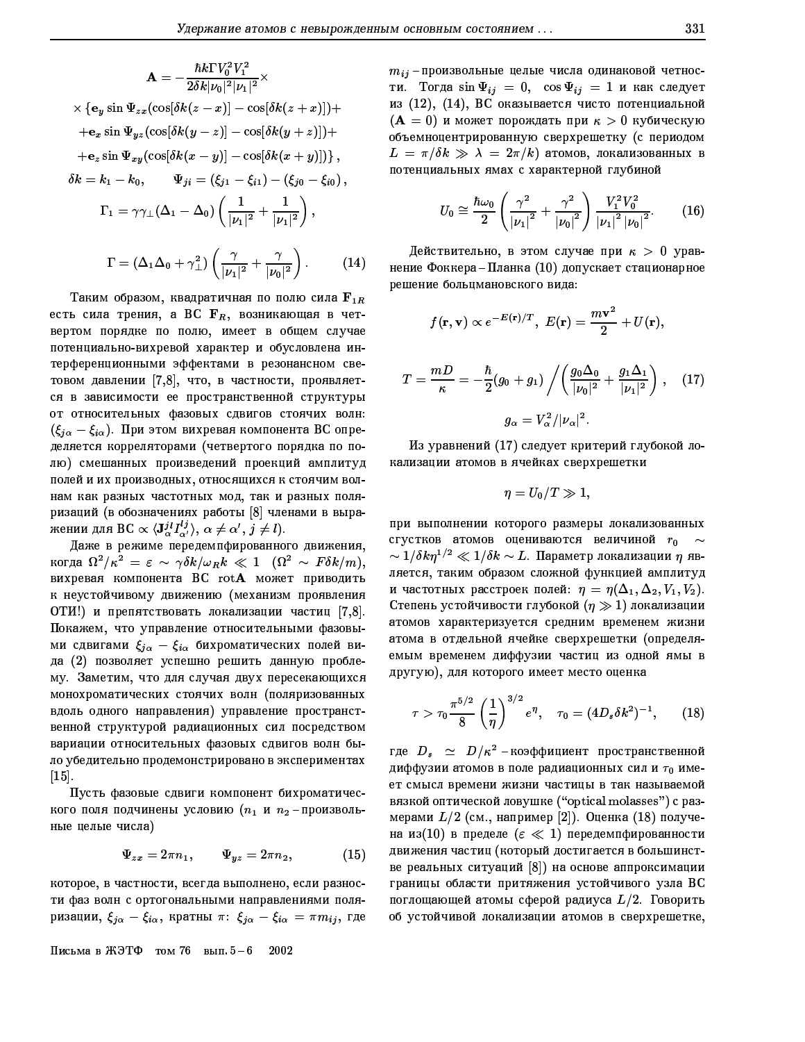$$
\mathbf{A} = -\frac{\hbar k \Gamma V_0^2 V_1^2}{2\delta k |\nu_0|^2 |\nu_1|^2} \times
$$

$$
\times \{\mathbf{e}_y \sin\Psi_{zx} (\cos[\delta k(z-x)] - \cos[\delta k(z+x)]) +
$$

$$
+ \mathbf{e}_x \sin\Psi_{yz} (\cos[\delta k(y-z)] - \cos[\delta k(y+z)]) +
$$

$$
+ \mathbf{e}_z \sin\Psi_{xy} (\cos[\delta k(x-y)] - \cos[\delta k(x+y)])\},
$$

$$
\delta k = k_1 - k_0, \qquad \Psi_{ji} = (\xi_{j1} - \xi_{i1}) - (\xi_{j0} - \xi_{i0}),
$$

$$
\Gamma_1 = \gamma\gamma_\perp (\Delta_1 - \Delta_0) \left( \frac{1}{|\nu_1|^2} + \frac{1}{|\nu_1|^2} \right),
$$

$$
\Gamma = (\Delta_1 \Delta_0 + \gamma_\perp^2) \left( \frac{\gamma}{|\nu_1|^2} + \frac{\gamma}{|\nu_0|^2} \right). \qquad (14)
$$

Таким образом, квадратичная по полю сила $\mathbf{F}_{1R}$ есть сила трения, а ВС $\mathbf{F}_R$, возникающая в четвертом порядке по полю, имеет в общем случае потенциально-вихревой характер и обусловлена интерференционными эффектами в резонансном световом давлении [7,8], что, в частности, проявляется в зависимости ее пространственной структуры от относительных фазовых сдвигов стоячих волн: $(\xi_{j\alpha} - \xi_{i\alpha})$. При этом вихревая компонента ВС определяется корреляторами (четвертого порядка по полю) смешанных произведений проекций амплитуд полей и их производных, относящихся к стоячим волнам как разных частотных мод, так и разных поляризаций (в обозначениях работы [8] членами в выражении для ВС $\propto \langle \mathbf{J}_\alpha^{jl} I_{\alpha'}^{lj} \rangle$, $\alpha \neq \alpha'$, $j \neq l$).

Даже в режиме передемпфированного движения, когда $\Omega^2/\kappa^2 = \varepsilon \sim \gamma\delta k/\omega_R k \ll 1$ $(\Omega^2 \sim F\delta k/m)$, вихревая компонента ВС $\mathrm{rot}\mathbf{A}$ может приводить к неустойчивому движению (механизм проявления ОТИ!) и препятствовать локализации частиц [7,8]. Покажем, что управление относительными фазовыми сдвигами $\xi_{j\alpha} - \xi_{i\alpha}$ бихроматических полей вида (2) позволяет успешно решить данную проблему. Заметим, что для случая двух пересекающихся монохроматических стоячих волн (поляризованных вдоль одного направления) управление пространственной структурой радиационных сил посредством вариации относительных фазовых сдвигов волн было убедительно продемонстрировано в экспериментах [15].

Пусть фазовые сдвиги компонент бихроматического поля подчинены условию ($n_1$ и $n_2$ – произвольные целые числа)

$$
\Psi_{zx} = 2\pi n_1, \qquad \Psi_{yz} = 2\pi n_2, \qquad (15)
$$

которое, в частности, всегда выполнено, если разности фаз волн с ортогональными направлениями поляризации, $\xi_{j\alpha} - \xi_{i\alpha}$, кратны $\pi$: $\xi_{j\alpha} - \xi_{i\alpha} = \pi m_{ij}$, где $m_{ij}$ – произвольные целые числа одинаковой четности. Тогда $\sin\Psi_{ij} = 0$, $\cos\Psi_{ij} = 1$ и как следует из (12), (14), ВС оказывается чисто потенциальной ($\mathbf{A} = 0$) и может порождать при $\kappa > 0$ кубическую объемноцентрированную сверхрешетку (с периодом $L = \pi/\delta k \gg \lambda = 2\pi/k$) атомов, локализованных в потенциальных ямах с характерной глубиной

$$
U_0 \cong \frac{\hbar\omega_0}{2} \left( \frac{\gamma^2}{|\nu_1|^2} + \frac{\gamma^2}{|\nu_0|^2} \right) \frac{V_1^2 V_0^2}{|\nu_1|^2 |\nu_0|^2}. \qquad (16)
$$

Действительно, в этом случае при $\kappa > 0$ уравнение Фоккера–Планка (10) допускает стационарное решение больцмановского вида:

$$
f(\mathbf{r}, \mathbf{v}) \propto e^{-E(\mathbf{r})/T}, \; E(\mathbf{r}) = \frac{m\mathbf{v}^2}{2} + U(\mathbf{r}),
$$

$$
T = \frac{mD}{\kappa} = -\frac{\hbar}{2}(g_0 + g_1) \bigg/ \left( \frac{g_0 \Delta_0}{|\nu_0|^2} + \frac{g_1 \Delta_1}{|\nu_1|^2} \right), \qquad (17)
$$

$$
g_\alpha = V_\alpha^2 / |\nu_\alpha|^2.
$$

Из уравнений (17) следует критерий глубокой локализации атомов в ячейках сверхрешетки

$$
\eta = U_0/T \gg 1,
$$

при выполнении которого размеры локализованных сгустков атомов оцениваются величиной $r_0 \sim \sim 1/\delta k \eta^{1/2} \ll 1/\delta k \sim L$. Параметр локализации $\eta$ является, таким образом сложной функцией амплитуд и частотных расстроек полей: $\eta = \eta(\Delta_1, \Delta_2, V_1, V_2)$. Степень устойчивости глубокой ($\eta \gg 1$) локализации атомов характеризуется средним временем жизни атома в отдельной ячейке сверхрешетки (определяемым временем диффузии частиц из одной ямы в другую), для которого имеет место оценка

$$
\tau > \tau_0 \frac{\pi^{5/2}}{8} \left( \frac{1}{\eta} \right)^{3/2} e^{\eta}, \quad \tau_0 = (4 D_s \delta k^2)^{-1}, \qquad (18)
$$

где $D_s \simeq D/\kappa^2$ – коэффициент пространственной диффузии атомов в поле радиационных сил и $\tau_0$ имеет смысл времени жизни частицы в так называемой вязкой оптической ловушке ("optical molasses") с размерами $L/2$ (см., например [2]). Оценка (18) получена из(10) в пределе ($\varepsilon \ll 1$) передемпфированности движения частиц (который достигается в большинстве реальных ситуаций [8]) на основе аппроксимации границы области притяжения устойчивого узла ВС поглощающей атомы сферой радиуса $L/2$. Говорить об устойчивой локализации атомов в сверхрешетке,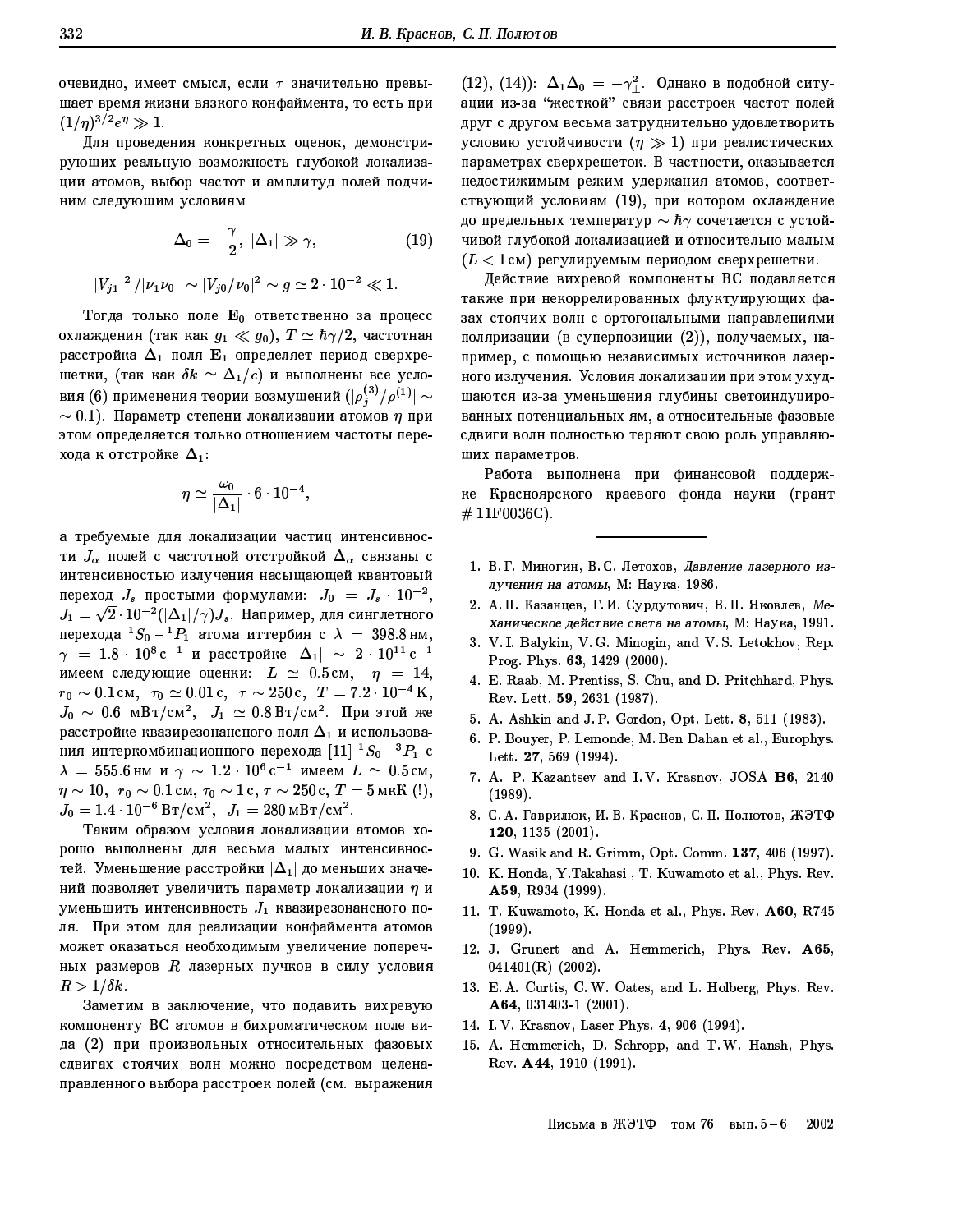очевидно, имеет смысл, если $\tau$ значительно превышает время жизни вязкого конфаймента, то есть при $(1/\eta)^{3/2}e^{\eta} \gg 1$.

Для проведения конкретных оценок, демонстрирующих реальную возможность глубокой локализации атомов, выбор частот и амплитуд полей подчиним следующим условиям

$$\Delta_0 = -\frac{\gamma}{2},\ |\Delta_1| \gg \gamma, \tag{19}$$

$$|V_{j1}|^2/|\nu_1\nu_0| \sim |V_{j0}/\nu_0|^2 \sim g \simeq 2\cdot 10^{-2} \ll 1.$$

Тогда только поле $\mathbf{E}_0$ ответственно за процесс охлаждения (так как $g_1 \ll g_0$), $T \simeq \hbar\gamma/2$, частотная расстройка $\Delta_1$ поля $\mathbf{E}_1$ определяет период сверхрешетки, (так как $\delta k \simeq \Delta_1/c$) и выполнены все условия (6) применения теории возмущений ($|\rho_j^{(3)}/\rho^{(1)}| \sim \sim 0.1$). Параметр степени локализации атомов $\eta$ при этом определяется только отношением частоты перехода к отстройке $\Delta_1$:

$$\eta \simeq \frac{\omega_0}{|\Delta_1|}\cdot 6\cdot 10^{-4},$$

а требуемые для локализации частиц интенсивности $J_\alpha$ полей с частотной отстройкой $\Delta_\alpha$ связаны с интенсивностью излучения насыщающей квантовый переход $J_s$ простыми формулами: $J_0 = J_s\cdot 10^{-2}$, $J_1 = \sqrt{2}\cdot 10^{-2}(|\Delta_1|/\gamma)J_s$. Например, для синглетного перехода ${}^1S_0 - {}^1P_1$ атома иттербия с $\lambda = 398.8$ нм, $\gamma = 1.8\cdot 10^8\,\text{с}^{-1}$ и расстройке $|\Delta_1| \sim 2\cdot 10^{11}\,\text{с}^{-1}$ имеем следующие оценки: $L \simeq 0.5$ см, $\eta = 14$, $r_0 \sim 0.1$ см, $\tau_0 \simeq 0.01$ с, $\tau \sim 250$ с, $T = 7.2\cdot 10^{-4}$ К, $J_0 \sim 0.6$ мВт/см$^2$, $J_1 \simeq 0.8$ Вт/см$^2$. При этой же расстройке квазирезонансного поля $\Delta_1$ и использования интеркомбинационного перехода [11] ${}^1S_0 - {}^3P_1$ с $\lambda = 555.6$ нм и $\gamma \sim 1.2\cdot 10^6\,\text{с}^{-1}$ имеем $L \simeq 0.5$ см, $\eta \sim 10$, $r_0 \sim 0.1$ см, $\tau_0 \sim 1$ с, $\tau \sim 250$ с, $T = 5$ мкК (!), $J_0 = 1.4\cdot 10^{-6}$ Вт/см$^2$, $J_1 = 280$ мВт/см$^2$.

Таким образом условия локализации атомов хорошо выполнены для весьма малых интенсивностей. Уменьшение расстройки $|\Delta_1|$ до меньших значений позволяет увеличить параметр локализации $\eta$ и уменьшить интенсивность $J_1$ квазирезонансного поля. При этом для реализации конфаймента атомов может оказаться необходимым увеличение поперечных размеров $R$ лазерных пучков в силу условия $R > 1/\delta k$.

Заметим в заключение, что подавить вихревую компоненту ВС атомов в бихроматическом поле вида (2) при произвольных относительных фазовых сдвигах стоячих волн можно посредством целенаправленного выбора расстроек полей (см. выражения (12), (14)): $\Delta_1\Delta_0 = -\gamma_\perp^2$. Однако в подобной ситуации из-за "жесткой" связи расстроек частот полей друг с другом весьма затруднительно удовлетворить условию устойчивости ($\eta \gg 1$) при реалистических параметрах сверхрешеток. В частности, оказывается недостижимым режим удержания атомов, соответствующий условиям (19), при котором охлаждение до предельных температур $\sim \hbar\gamma$ сочетается с устойчивой глубокой локализацией и относительно малым ($L < 1$ см) регулируемым периодом сверхрешетки.

Действие вихревой компоненты ВС подавляется также при некоррелированных флуктуирующих фазах стоячих волн с ортогональными направлениями поляризации (в суперпозиции (2)), получаемых, например, с помощью независимых источников лазерного излучения. Условия локализации при этом ухудшаются из-за уменьшения глубины светоиндуцированных потенциальных ям, а относительные фазовые сдвиги волн полностью теряют свою роль управляющих параметров.

Работа выполнена при финансовой поддержке Красноярского краевого фонда науки (грант #11F0036C).

---

1. В. Г. Миногин, В. С. Летохов, *Давление лазерного излучения на атомы*, М: Наука, 1986.
2. А. П. Казанцев, Г. И. Сурдутович, В. П. Яковлев, *Механическое действие света на атомы*, М: Наука, 1991.
3. V. I. Balykin, V. G. Minogin, and V. S. Letokhov, Rep. Prog. Phys. **63**, 1429 (2000).
4. E. Raab, M. Prentiss, S. Chu, and D. Pritchhard, Phys. Rev. Lett. **59**, 2631 (1987).
5. A. Ashkin and J. P. Gordon, Opt. Lett. **8**, 511 (1983).
6. P. Bouyer, P. Lemonde, M. Ben Dahan et al., Europhys. Lett. **27**, 569 (1994).
7. A. P. Kazantsev and I. V. Krasnov, JOSA **B6**, 2140 (1989).
8. С. А. Гаврилюк, И. В. Краснов, С. П. Полютов, ЖЭТФ **120**, 1135 (2001).
9. G. Wasik and R. Grimm, Opt. Comm. **137**, 406 (1997).
10. K. Honda, Y. Takahasi, T. Kuwamoto et al., Phys. Rev. **A59**, R934 (1999).
11. T. Kuwamoto, K. Honda et al., Phys. Rev. **A60**, R745 (1999).
12. J. Grunert and A. Hemmerich, Phys. Rev. **A65**, 041401(R) (2002).
13. E. A. Curtis, C. W. Oates, and L. Holberg, Phys. Rev. **A64**, 031403-1 (2001).
14. I. V. Krasnov, Laser Phys. **4**, 906 (1994).
15. A. Hemmerich, D. Schropp, and T. W. Hansh, Phys. Rev. **A44**, 1910 (1991).